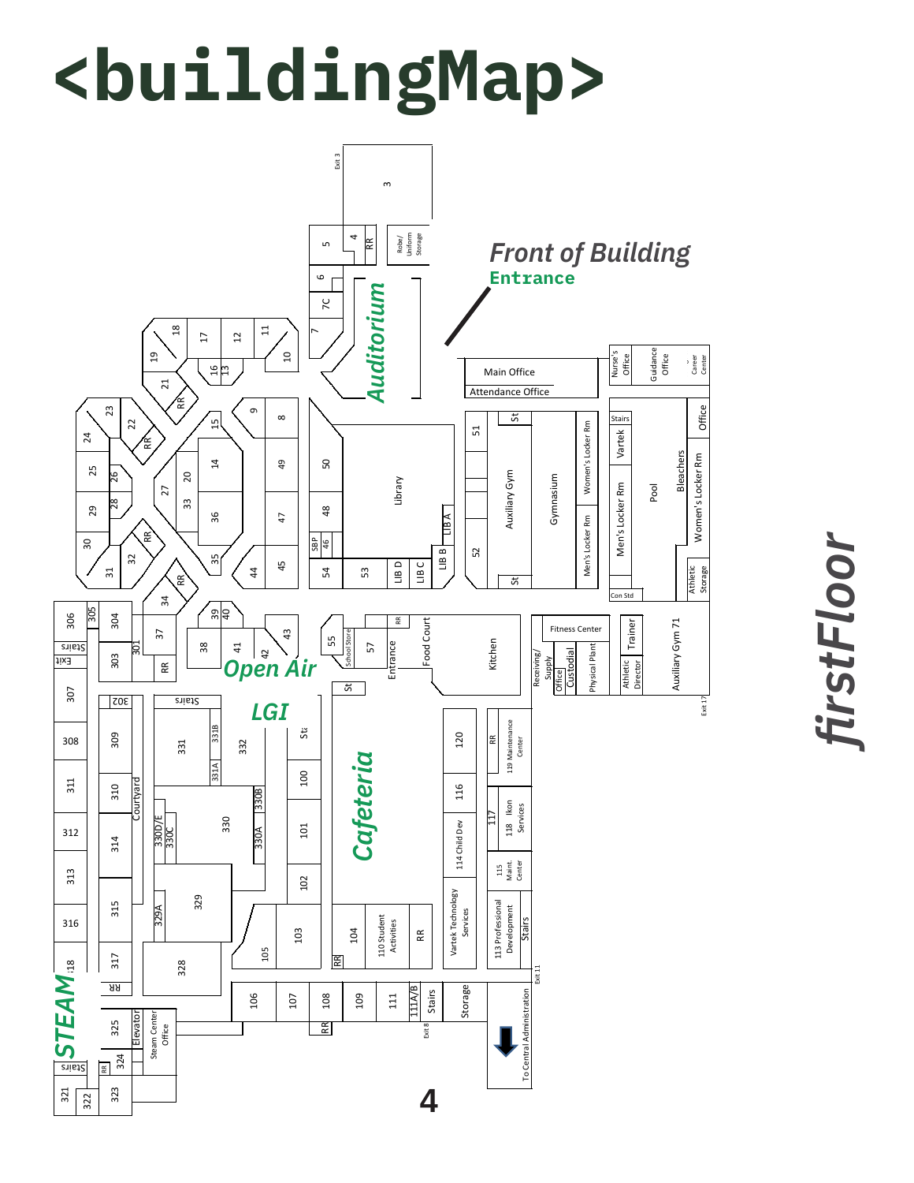# <buildingMap>

*Front of Building*

**Entrance**

*firstFloor*

*Auditorium*

*Open Air*

*LGI*

*Cafeteria*

*STEAM*

Exit 3, 3, 4, RR, Robe/Uniform Storage, 5, 6, 7C, 7, 11, 10, 12, 17, 16, 13, 18, 19, 21, RR, 23, 22, RR, 24, 25, 26, 27, 20, 33, 14, 15, 9, 8, 49, 47, 45, 44, 36, 35, 28, 29, 30, 31, 32, RR, 34, RR, 39, 40, 38, 41, 42, 43, 37, 301, RR, 304, 305, 306, 303, Stairs, Exit, 307, 302, Stairs, 308, 309, 331, 331B, 331A, 332, St, 311, 310, Courtyard, 312, 314, 330D/E, 330C, 330, 330B, 330A, 313, 315, 329A, 329, 316, 317, RR, 318, 328, 325, Elevator, Steam Center Office, Stairs, RR, 324, 321, 322, 323

Main Office, Attendance Office, Nurse's Office, Guidance Office, Career Center, Stairs, Vartek, Office, Men's Locker Rm, Pool, Bleachers, Women's Locker Rm, Athletic Storage, Con Std, 51, St, Auxiliary Gym, Gymnasium, Women's Locker Rm, Men's Locker Rm, 52, St, 50, 48, SBP, 46, 54, 53, Library, LIB A, LIB B, LIB C, LIB D

55, School Store, 57, Entrance, RR, Food Court, Kitchen, St, Receiving/Supply, Office, Custodial, Physical Plant, Fitness Center, Athletic Director, Trainer, Auxiliary Gym 71, Exit 17

100, 101, 102, 103, 105, 104, 110 Student Activities, RR, RR, 120, RR, 119 Maintenance Center, 116, 117, 118 Ikon Services, 114 Child Dev, 115 Maint. Center, Vartek Technology Services, 113 Professional Development, Stairs, Exit 11

106, 107, 108, RR, 109, 111, 111A/B, Stairs, Exit 8, Storage, To Central Administration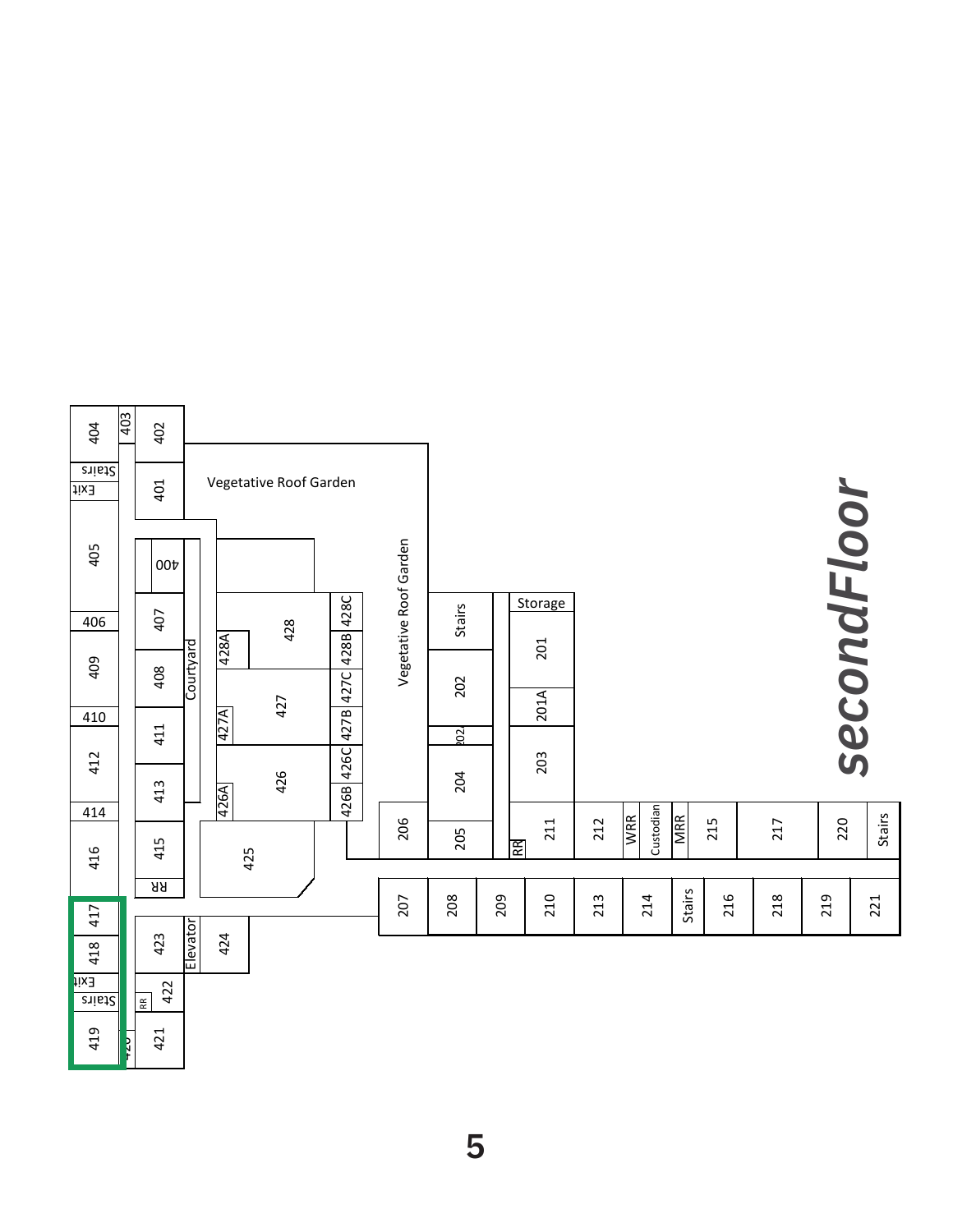# secondFloor

404
403
402
Stairs
Exit
401
Vegetative Roof Garden
405
400
406
407
428C
428
Vegetative Roof Garden
Stairs
Storage
428A
428B
201
Courtyard
409
408
427C
202
427
410
427A
427B
201A
411
202
412
426C
203
426
204
413
414
426A
426B
206
205
211
212
WRR
Custodian
MRR
215
217
220
Stairs
416
415
425
RR
RR
417
207
208
209
210
213
214
Stairs
216
218
219
221
418
423
Elevator
424
Exit
Stairs
RR
422
419
420
421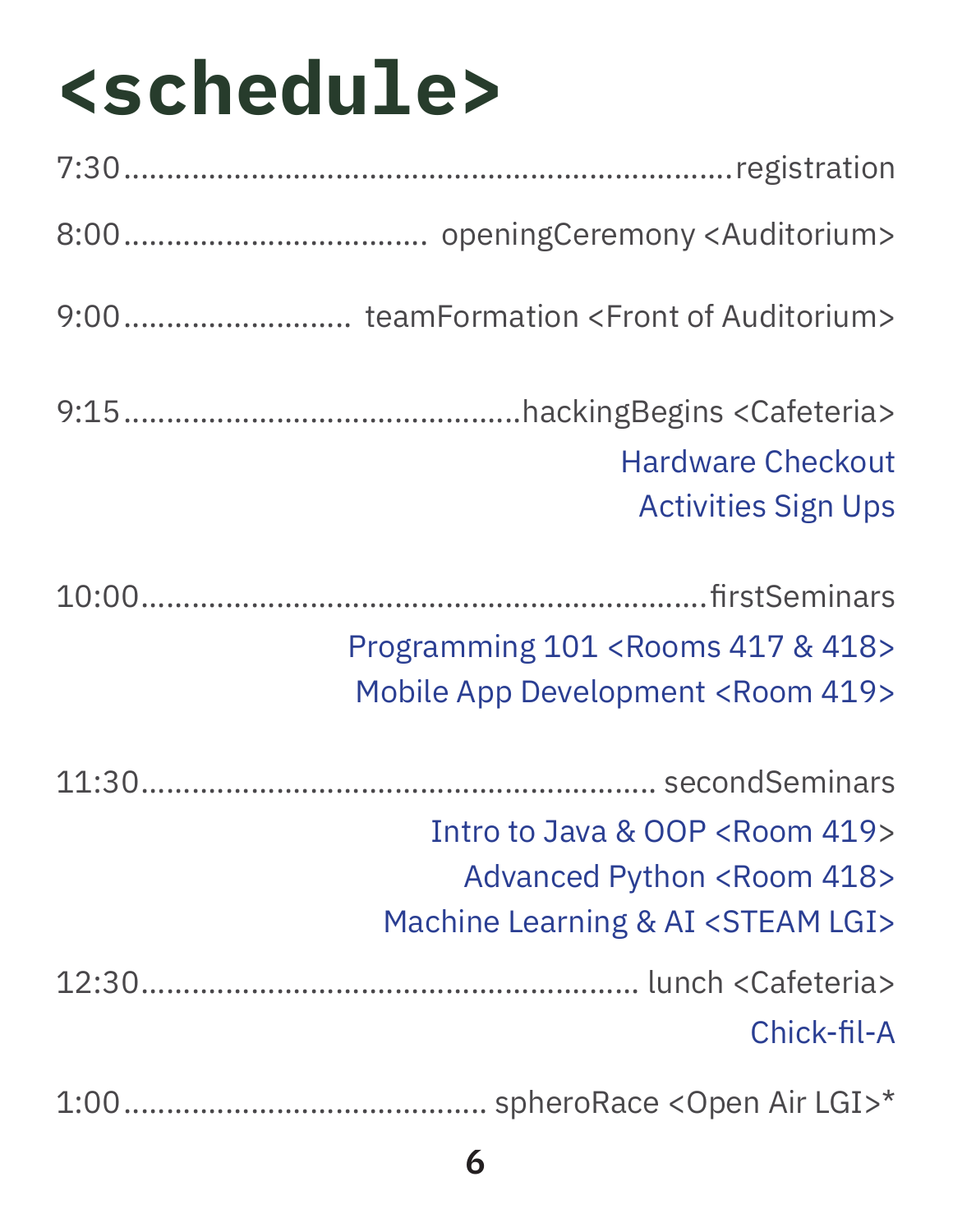# <schedule>

7:30........................................................................registration

8:00.................................... openingCeremony <Auditorium>

9:00........................... teamFormation <Front of Auditorium>

9:15..............................................hackingBegins <Cafeteria>

Hardware Checkout

Activities Sign Ups

10:00....................................................................firstSeminars

Programming 101 <Rooms 417 & 418>

Mobile App Development <Room 419>

11:30.......................................................... secondSeminars

Intro to Java & OOP <Room 419>

Advanced Python <Room 418>

Machine Learning & AI <STEAM LGI>

12:30............................................................ lunch <Cafeteria>

Chick-fil-A

1:00.......................................... spheroRace <Open Air LGI>*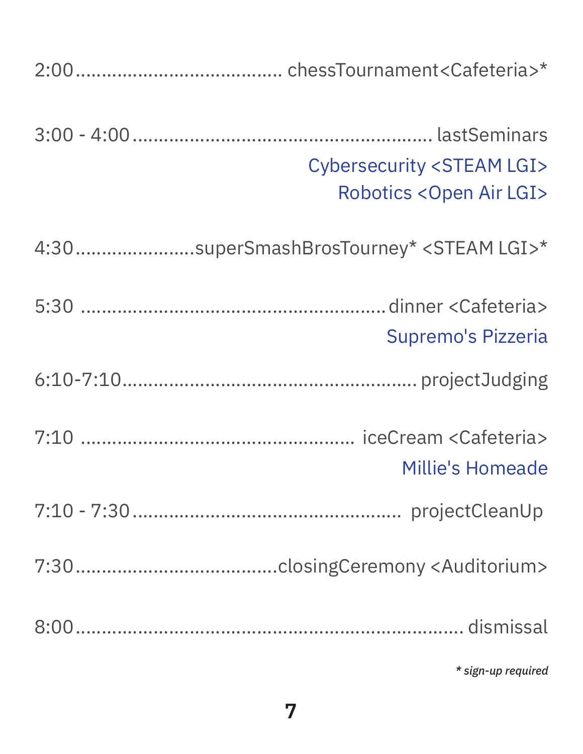2:00........................................ chessTournament<Cafeteria>*

3:00 - 4:00........................................................ lastSeminars

Cybersecurity <STEAM LGI>

Robotics <Open Air LGI>

4:30.......................superSmashBrosTourney* <STEAM LGI>*

5:30 ..........................................................dinner <Cafeteria>

Supremo's Pizzeria

6:10-7:10....................................................... projectJudging

7:10 ................................................... iceCream <Cafeteria>

Millie's Homeade

7:10 - 7:30.................................................. projectCleanUp

7:30.......................................closingCeremony <Auditorium>

8:00.................................................................... dismissal

*\* sign-up required*